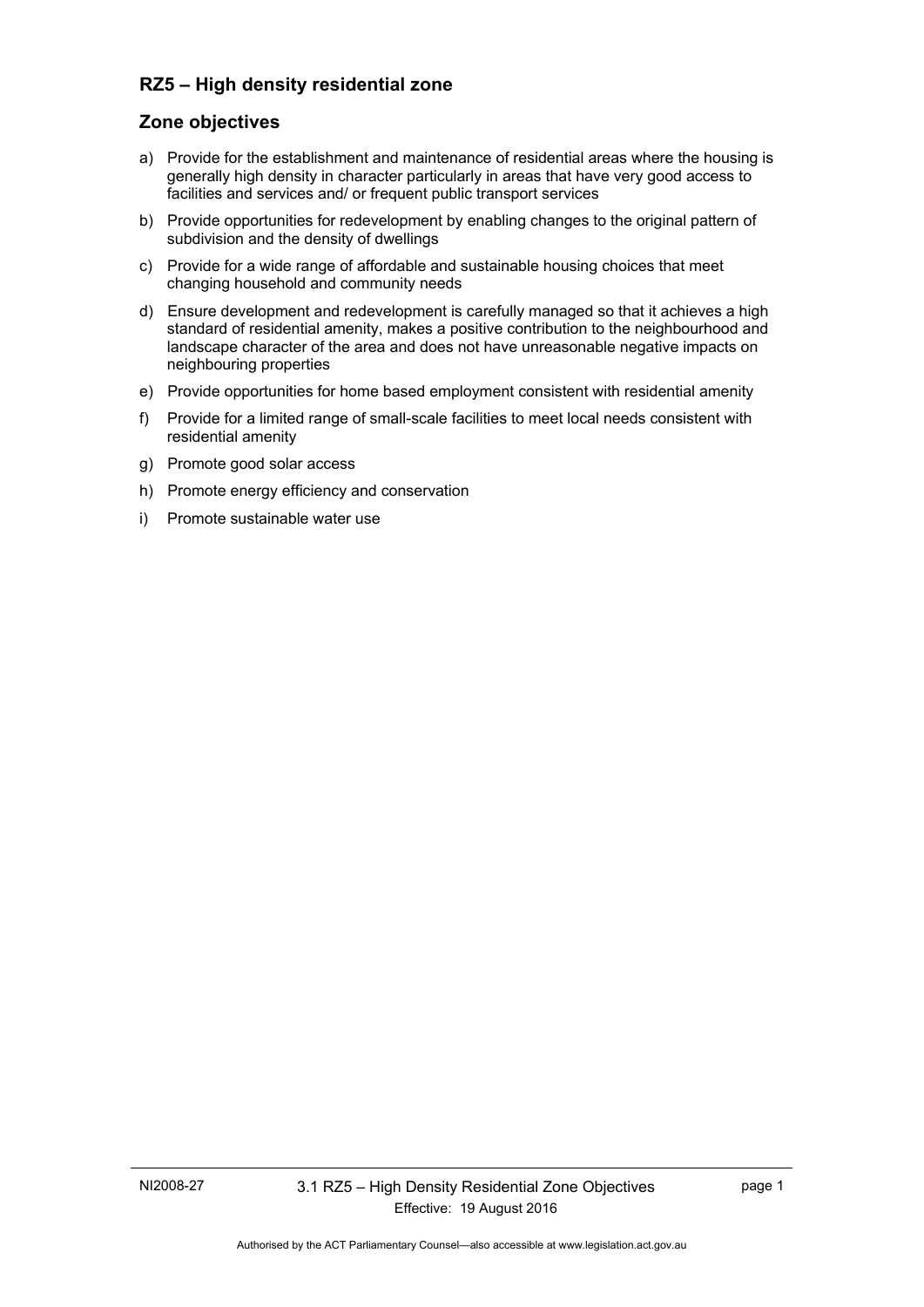# RZ5 – High density residential zone

## Zone objectives

a) Provide for the establishment and maintenance of residential areas where the housing is generally high density in character particularly in areas that have very good access to facilities and services and/ or frequent public transport services

b) Provide opportunities for redevelopment by enabling changes to the original pattern of subdivision and the density of dwellings

c) Provide for a wide range of affordable and sustainable housing choices that meet changing household and community needs

d) Ensure development and redevelopment is carefully managed so that it achieves a high standard of residential amenity, makes a positive contribution to the neighbourhood and landscape character of the area and does not have unreasonable negative impacts on neighbouring properties

e) Provide opportunities for home based employment consistent with residential amenity

f) Provide for a limited range of small-scale facilities to meet local needs consistent with residential amenity

g) Promote good solar access

h) Promote energy efficiency and conservation

i) Promote sustainable water use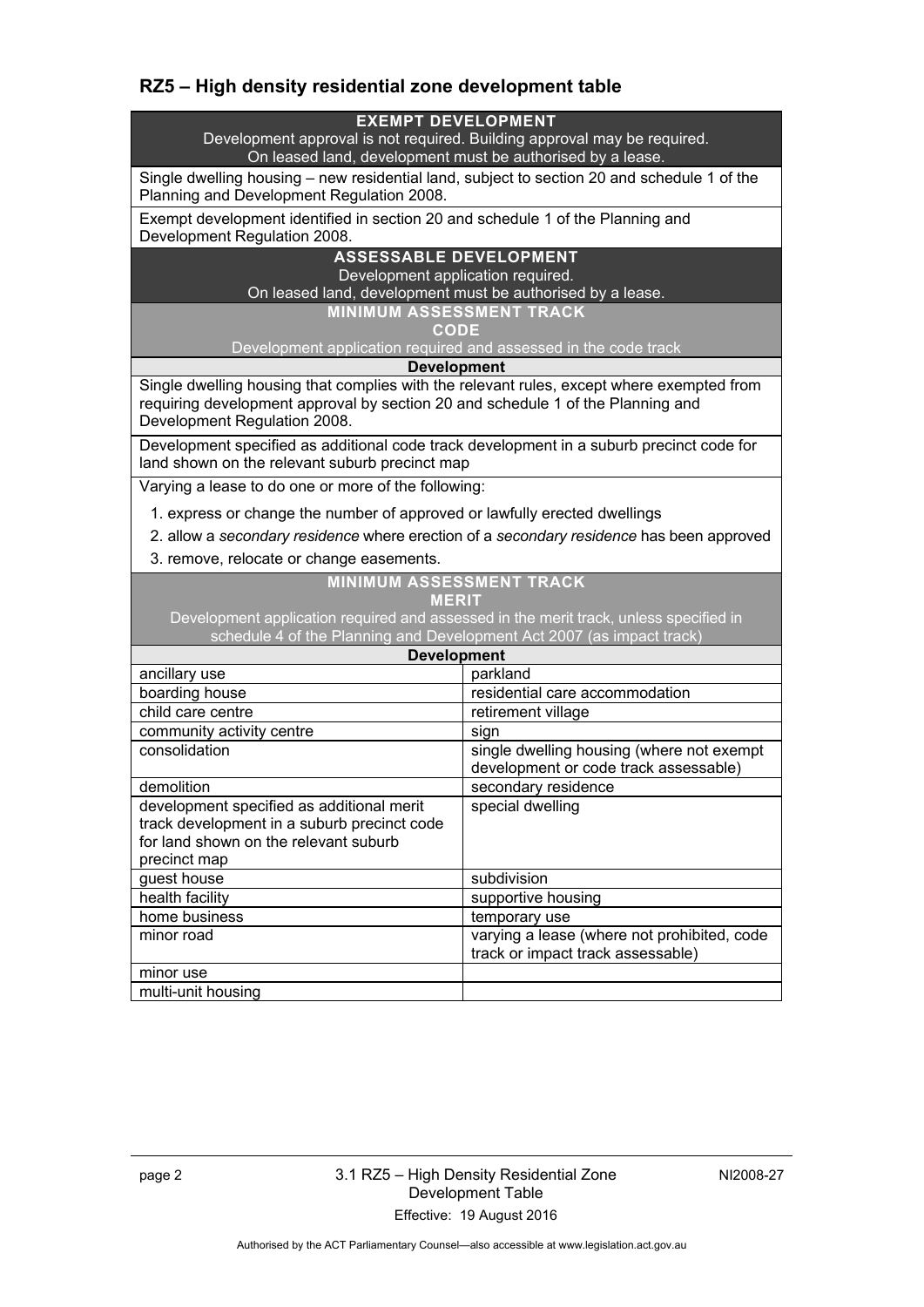## RZ5 – High density residential zone development table

| EXEMPT DEVELOPMENT<br>Development approval is not required. Building approval may be required.<br>On leased land, development must be authorised by a lease. | |
|---|---|
| Single dwelling housing – new residential land, subject to section 20 and schedule 1 of the Planning and Development Regulation 2008. | |
| Exempt development identified in section 20 and schedule 1 of the Planning and Development Regulation 2008. | |
| **ASSESSABLE DEVELOPMENT**<br>Development application required.<br>On leased land, development must be authorised by a lease. | |
| **MINIMUM ASSESSMENT TRACK**<br>**CODE**<br>Development application required and assessed in the code track | |
| **Development** | |
| Single dwelling housing that complies with the relevant rules, except where exempted from requiring development approval by section 20 and schedule 1 of the Planning and Development Regulation 2008. | |
| Development specified as additional code track development in a suburb precinct code for land shown on the relevant suburb precinct map | |
| Varying a lease to do one or more of the following:<br>1. express or change the number of approved or lawfully erected dwellings<br>2. allow a *secondary residence* where erection of a *secondary residence* has been approved<br>3. remove, relocate or change easements. | |
| **MINIMUM ASSESSMENT TRACK**<br>**MERIT**<br>Development application required and assessed in the merit track, unless specified in schedule 4 of the Planning and Development Act 2007 (as impact track) | |
| **Development** | |
| ancillary use | parkland |
| boarding house | residential care accommodation |
| child care centre | retirement village |
| community activity centre | sign |
| consolidation | single dwelling housing (where not exempt development or code track assessable) |
| demolition | secondary residence |
| development specified as additional merit track development in a suburb precinct code for land shown on the relevant suburb precinct map | special dwelling |
| guest house | subdivision |
| health facility | supportive housing |
| home business | temporary use |
| minor road | varying a lease (where not prohibited, code track or impact track assessable) |
| minor use | |
| multi-unit housing | |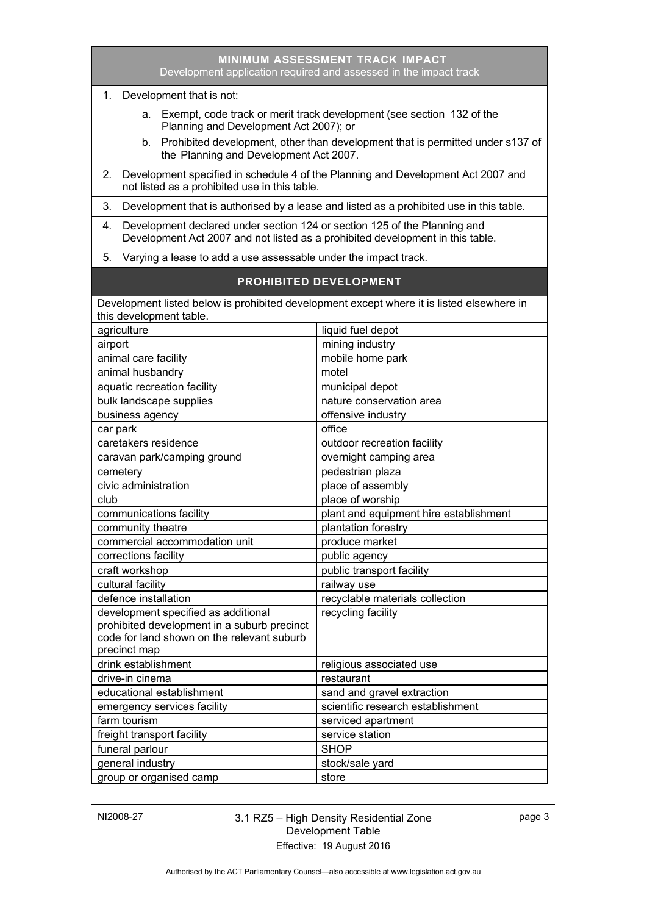## MINIMUM ASSESSMENT TRACK IMPACT

Development application required and assessed in the impact track

1. Development that is not:
   a. Exempt, code track or merit track development (see section 132 of the Planning and Development Act 2007); or
   b. Prohibited development, other than development that is permitted under s137 of the Planning and Development Act 2007.
2. Development specified in schedule 4 of the Planning and Development Act 2007 and not listed as a prohibited use in this table.
3. Development that is authorised by a lease and listed as a prohibited use in this table.
4. Development declared under section 124 or section 125 of the Planning and Development Act 2007 and not listed as a prohibited development in this table.
5. Varying a lease to add a use assessable under the impact track.

## PROHIBITED DEVELOPMENT

Development listed below is prohibited development except where it is listed elsewhere in this development table.

| | |
|---|---|
| agriculture | liquid fuel depot |
| airport | mining industry |
| animal care facility | mobile home park |
| animal husbandry | motel |
| aquatic recreation facility | municipal depot |
| bulk landscape supplies | nature conservation area |
| business agency | offensive industry |
| car park | office |
| caretakers residence | outdoor recreation facility |
| caravan park/camping ground | overnight camping area |
| cemetery | pedestrian plaza |
| civic administration | place of assembly |
| club | place of worship |
| communications facility | plant and equipment hire establishment |
| community theatre | plantation forestry |
| commercial accommodation unit | produce market |
| corrections facility | public agency |
| craft workshop | public transport facility |
| cultural facility | railway use |
| defence installation | recyclable materials collection |
| development specified as additional prohibited development in a suburb precinct code for land shown on the relevant suburb precinct map | recycling facility |
| drink establishment | religious associated use |
| drive-in cinema | restaurant |
| educational establishment | sand and gravel extraction |
| emergency services facility | scientific research establishment |
| farm tourism | serviced apartment |
| freight transport facility | service station |
| funeral parlour | SHOP |
| general industry | stock/sale yard |
| group or organised camp | store |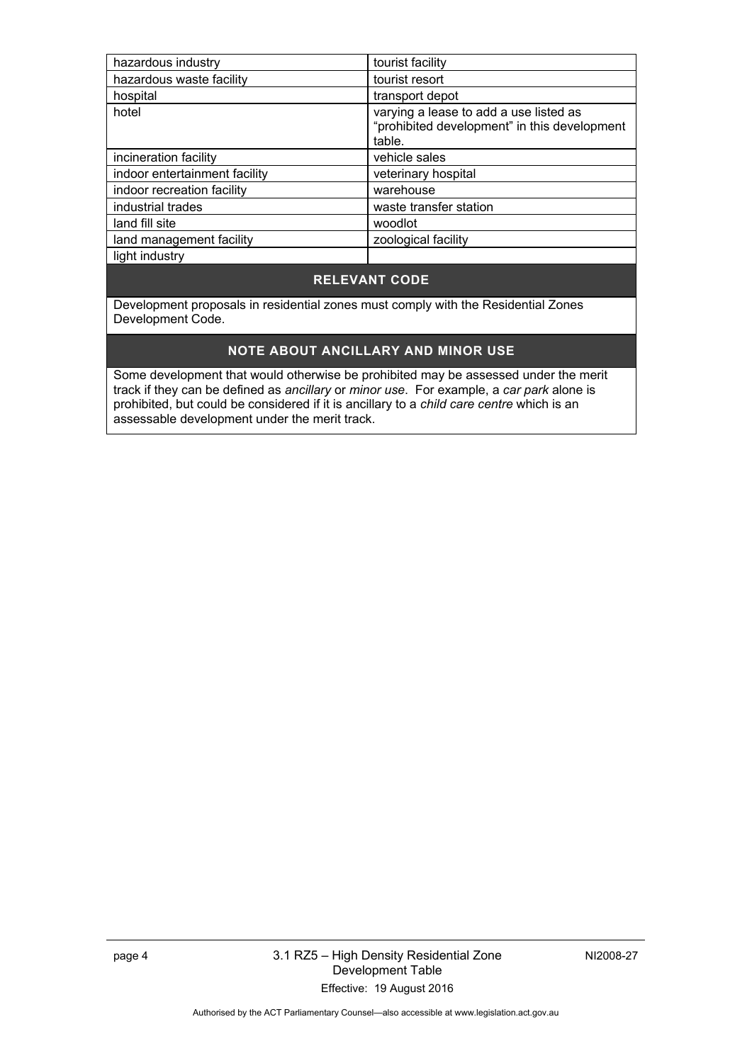| | |
|---|---|
| hazardous industry | tourist facility |
| hazardous waste facility | tourist resort |
| hospital | transport depot |
| hotel | varying a lease to add a use listed as "prohibited development" in this development table. |
| incineration facility | vehicle sales |
| indoor entertainment facility | veterinary hospital |
| indoor recreation facility | warehouse |
| industrial trades | waste transfer station |
| land fill site | woodlot |
| land management facility | zoological facility |
| light industry | |

**RELEVANT CODE**

Development proposals in residential zones must comply with the Residential Zones Development Code.

**NOTE ABOUT ANCILLARY AND MINOR USE**

Some development that would otherwise be prohibited may be assessed under the merit track if they can be defined as *ancillary* or *minor use*. For example, a *car park* alone is prohibited, but could be considered if it is ancillary to a *child care centre* which is an assessable development under the merit track.